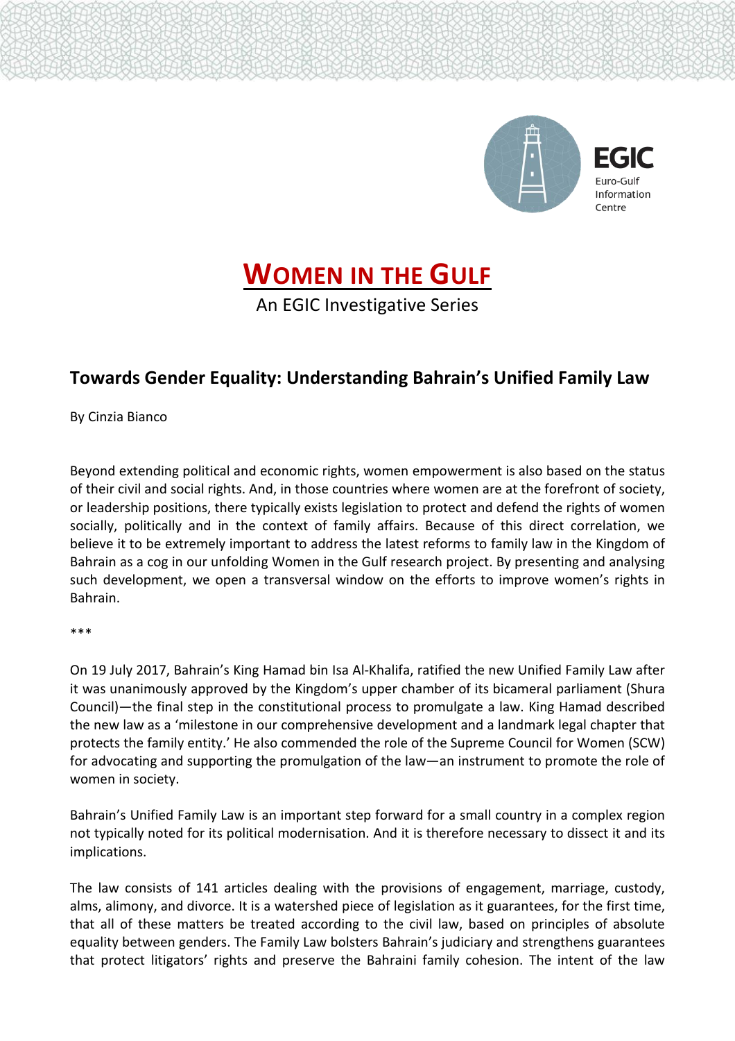EGIC

Euro-Gulf Information Centre

# WOMEN IN THE GULF

An EGIC Investigative Series

## Towards Gender Equality: Understanding Bahrain's Unified Family Law

By Cinzia Bianco

Beyond extending political and economic rights, women empowerment is also based on the status of their civil and social rights. And, in those countries where women are at the forefront of society, or leadership positions, there typically exists legislation to protect and defend the rights of women socially, politically and in the context of family affairs. Because of this direct correlation, we believe it to be extremely important to address the latest reforms to family law in the Kingdom of Bahrain as a cog in our unfolding Women in the Gulf research project. By presenting and analysing such development, we open a transversal window on the efforts to improve women's rights in Bahrain.

***

On 19 July 2017, Bahrain's King Hamad bin Isa Al-Khalifa, ratified the new Unified Family Law after it was unanimously approved by the Kingdom's upper chamber of its bicameral parliament (Shura Council)—the final step in the constitutional process to promulgate a law. King Hamad described the new law as a 'milestone in our comprehensive development and a landmark legal chapter that protects the family entity.' He also commended the role of the Supreme Council for Women (SCW) for advocating and supporting the promulgation of the law—an instrument to promote the role of women in society.

Bahrain's Unified Family Law is an important step forward for a small country in a complex region not typically noted for its political modernisation. And it is therefore necessary to dissect it and its implications.

The law consists of 141 articles dealing with the provisions of engagement, marriage, custody, alms, alimony, and divorce. It is a watershed piece of legislation as it guarantees, for the first time, that all of these matters be treated according to the civil law, based on principles of absolute equality between genders. The Family Law bolsters Bahrain's judiciary and strengthens guarantees that protect litigators' rights and preserve the Bahraini family cohesion. The intent of the law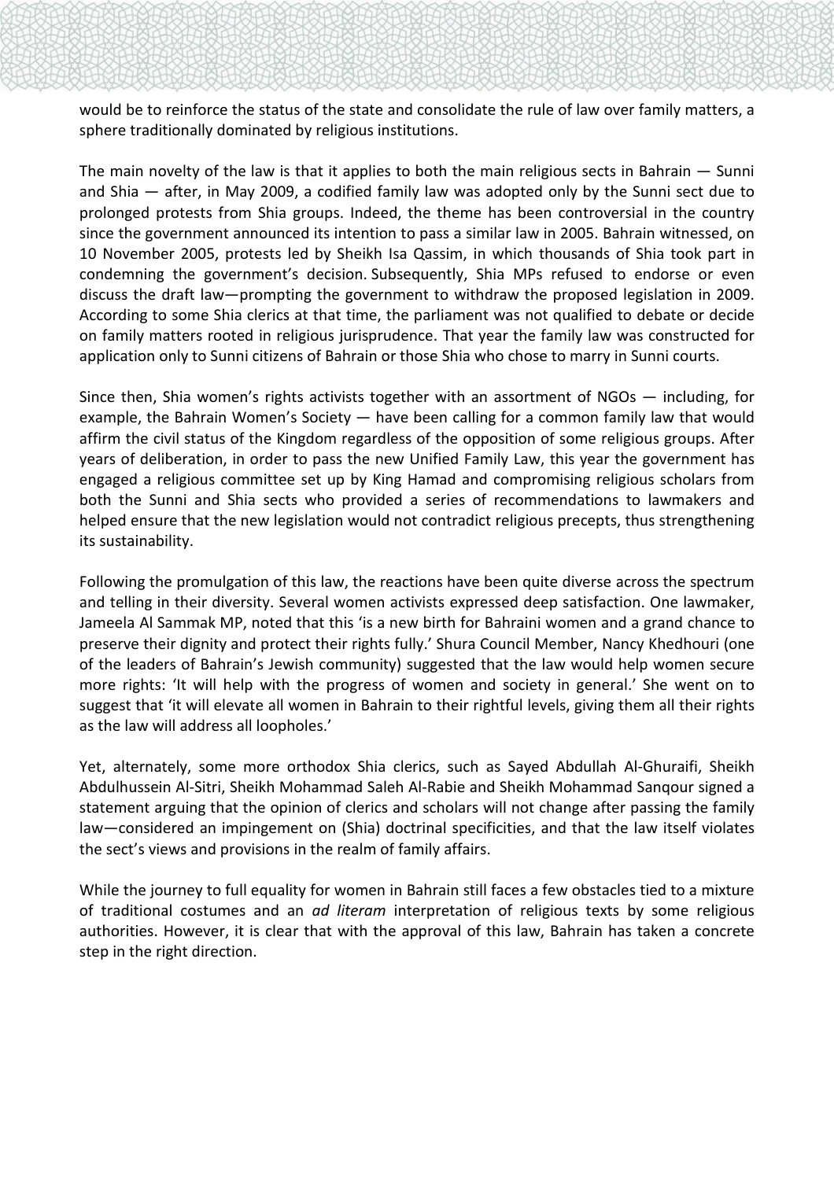would be to reinforce the status of the state and consolidate the rule of law over family matters, a sphere traditionally dominated by religious institutions.

The main novelty of the law is that it applies to both the main religious sects in Bahrain — Sunni and Shia — after, in May 2009, a codified family law was adopted only by the Sunni sect due to prolonged protests from Shia groups. Indeed, the theme has been controversial in the country since the government announced its intention to pass a similar law in 2005. Bahrain witnessed, on 10 November 2005, protests led by Sheikh Isa Qassim, in which thousands of Shia took part in condemning the government's decision. Subsequently, Shia MPs refused to endorse or even discuss the draft law—prompting the government to withdraw the proposed legislation in 2009. According to some Shia clerics at that time, the parliament was not qualified to debate or decide on family matters rooted in religious jurisprudence. That year the family law was constructed for application only to Sunni citizens of Bahrain or those Shia who chose to marry in Sunni courts.

Since then, Shia women's rights activists together with an assortment of NGOs — including, for example, the Bahrain Women's Society — have been calling for a common family law that would affirm the civil status of the Kingdom regardless of the opposition of some religious groups. After years of deliberation, in order to pass the new Unified Family Law, this year the government has engaged a religious committee set up by King Hamad and compromising religious scholars from both the Sunni and Shia sects who provided a series of recommendations to lawmakers and helped ensure that the new legislation would not contradict religious precepts, thus strengthening its sustainability.

Following the promulgation of this law, the reactions have been quite diverse across the spectrum and telling in their diversity. Several women activists expressed deep satisfaction. One lawmaker, Jameela Al Sammak MP, noted that this 'is a new birth for Bahraini women and a grand chance to preserve their dignity and protect their rights fully.' Shura Council Member, Nancy Khedhouri (one of the leaders of Bahrain's Jewish community) suggested that the law would help women secure more rights: 'It will help with the progress of women and society in general.' She went on to suggest that 'it will elevate all women in Bahrain to their rightful levels, giving them all their rights as the law will address all loopholes.'

Yet, alternately, some more orthodox Shia clerics, such as Sayed Abdullah Al-Ghuraifi, Sheikh Abdulhussein Al-Sitri, Sheikh Mohammad Saleh Al-Rabie and Sheikh Mohammad Sanqour signed a statement arguing that the opinion of clerics and scholars will not change after passing the family law—considered an impingement on (Shia) doctrinal specificities, and that the law itself violates the sect's views and provisions in the realm of family affairs.

While the journey to full equality for women in Bahrain still faces a few obstacles tied to a mixture of traditional costumes and an *ad literam* interpretation of religious texts by some religious authorities. However, it is clear that with the approval of this law, Bahrain has taken a concrete step in the right direction.